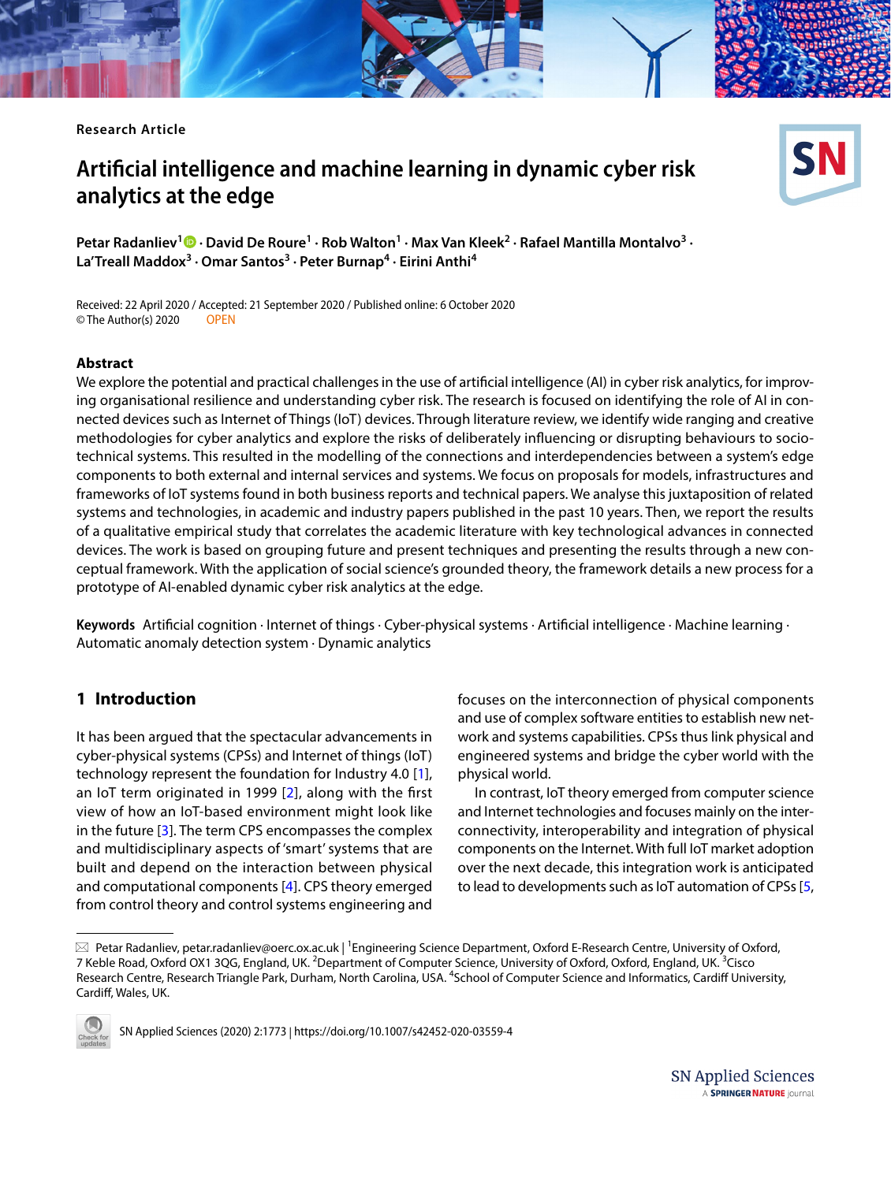Research Article

# Artificial intelligence and machine learning in dynamic cyber risk analytics at the edge

**Petar Radanliev[1] · David De Roure[1] · Rob Walton[1] · Max Van Kleek[2] · Rafael Mantilla Montalvo[3] · La'Treall Maddox[3] · Omar Santos[3] · Peter Burnap[4] · Eirini Anthi[4]**

Received: 22 April 2020 / Accepted: 21 September 2020 / Published online: 6 October 2020
© The Author(s) 2020 OPEN

## Abstract

We explore the potential and practical challenges in the use of artificial intelligence (AI) in cyber risk analytics, for improving organisational resilience and understanding cyber risk. The research is focused on identifying the role of AI in connected devices such as Internet of Things (IoT) devices. Through literature review, we identify wide ranging and creative methodologies for cyber analytics and explore the risks of deliberately influencing or disrupting behaviours to socio-technical systems. This resulted in the modelling of the connections and interdependencies between a system's edge components to both external and internal services and systems. We focus on proposals for models, infrastructures and frameworks of IoT systems found in both business reports and technical papers. We analyse this juxtaposition of related systems and technologies, in academic and industry papers published in the past 10 years. Then, we report the results of a qualitative empirical study that correlates the academic literature with key technological advances in connected devices. The work is based on grouping future and present techniques and presenting the results through a new conceptual framework. With the application of social science's grounded theory, the framework details a new process for a prototype of AI-enabled dynamic cyber risk analytics at the edge.

**Keywords** Artificial cognition · Internet of things · Cyber-physical systems · Artificial intelligence · Machine learning · Automatic anomaly detection system · Dynamic analytics

## 1 Introduction

It has been argued that the spectacular advancements in cyber-physical systems (CPSs) and Internet of things (IoT) technology represent the foundation for Industry 4.0 [1], an IoT term originated in 1999 [2], along with the first view of how an IoT-based environment might look like in the future [3]. The term CPS encompasses the complex and multidisciplinary aspects of 'smart' systems that are built and depend on the interaction between physical and computational components [4]. CPS theory emerged from control theory and control systems engineering and focuses on the interconnection of physical components and use of complex software entities to establish new network and systems capabilities. CPSs thus link physical and engineered systems and bridge the cyber world with the physical world.

In contrast, IoT theory emerged from computer science and Internet technologies and focuses mainly on the interconnectivity, interoperability and integration of physical components on the Internet. With full IoT market adoption over the next decade, this integration work is anticipated to lead to developments such as IoT automation of CPSs [5,

---

✉ Petar Radanliev, petar.radanliev@oerc.ox.ac.uk | [1]Engineering Science Department, Oxford E-Research Centre, University of Oxford, 7 Keble Road, Oxford OX1 3QG, England, UK. [2]Department of Computer Science, University of Oxford, Oxford, England, UK. [3]Cisco Research Centre, Research Triangle Park, Durham, North Carolina, USA. [4]School of Computer Science and Informatics, Cardiff University, Cardiff, Wales, UK.

SN Applied Sciences (2020) 2:1773 | https://doi.org/10.1007/s42452-020-03559-4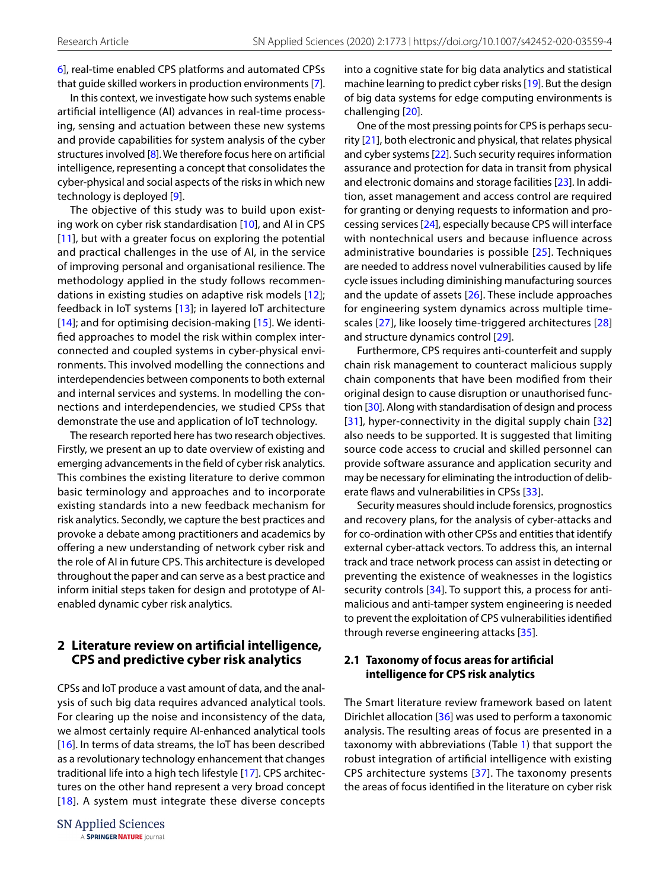6], real-time enabled CPS platforms and automated CPSs that guide skilled workers in production environments [7].

In this context, we investigate how such systems enable artificial intelligence (AI) advances in real-time processing, sensing and actuation between these new systems and provide capabilities for system analysis of the cyber structures involved [8]. We therefore focus here on artificial intelligence, representing a concept that consolidates the cyber-physical and social aspects of the risks in which new technology is deployed [9].

The objective of this study was to build upon existing work on cyber risk standardisation [10], and AI in CPS [11], but with a greater focus on exploring the potential and practical challenges in the use of AI, in the service of improving personal and organisational resilience. The methodology applied in the study follows recommendations in existing studies on adaptive risk models [12]; feedback in IoT systems [13]; in layered IoT architecture [14]; and for optimising decision-making [15]. We identified approaches to model the risk within complex interconnected and coupled systems in cyber-physical environments. This involved modelling the connections and interdependencies between components to both external and internal services and systems. In modelling the connections and interdependencies, we studied CPSs that demonstrate the use and application of IoT technology.

The research reported here has two research objectives. Firstly, we present an up to date overview of existing and emerging advancements in the field of cyber risk analytics. This combines the existing literature to derive common basic terminology and approaches and to incorporate existing standards into a new feedback mechanism for risk analytics. Secondly, we capture the best practices and provoke a debate among practitioners and academics by offering a new understanding of network cyber risk and the role of AI in future CPS. This architecture is developed throughout the paper and can serve as a best practice and inform initial steps taken for design and prototype of AI-enabled dynamic cyber risk analytics.

## 2 Literature review on artificial intelligence, CPS and predictive cyber risk analytics

CPSs and IoT produce a vast amount of data, and the analysis of such big data requires advanced analytical tools. For clearing up the noise and inconsistency of the data, we almost certainly require AI-enhanced analytical tools [16]. In terms of data streams, the IoT has been described as a revolutionary technology enhancement that changes traditional life into a high tech lifestyle [17]. CPS architectures on the other hand represent a very broad concept [18]. A system must integrate these diverse concepts into a cognitive state for big data analytics and statistical machine learning to predict cyber risks [19]. But the design of big data systems for edge computing environments is challenging [20].

One of the most pressing points for CPS is perhaps security [21], both electronic and physical, that relates physical and cyber systems [22]. Such security requires information assurance and protection for data in transit from physical and electronic domains and storage facilities [23]. In addition, asset management and access control are required for granting or denying requests to information and processing services [24], especially because CPS will interface with nontechnical users and because influence across administrative boundaries is possible [25]. Techniques are needed to address novel vulnerabilities caused by life cycle issues including diminishing manufacturing sources and the update of assets [26]. These include approaches for engineering system dynamics across multiple timescales [27], like loosely time-triggered architectures [28] and structure dynamics control [29].

Furthermore, CPS requires anti-counterfeit and supply chain risk management to counteract malicious supply chain components that have been modified from their original design to cause disruption or unauthorised function [30]. Along with standardisation of design and process [31], hyper-connectivity in the digital supply chain [32] also needs to be supported. It is suggested that limiting source code access to crucial and skilled personnel can provide software assurance and application security and may be necessary for eliminating the introduction of deliberate flaws and vulnerabilities in CPSs [33].

Security measures should include forensics, prognostics and recovery plans, for the analysis of cyber-attacks and for co-ordination with other CPSs and entities that identify external cyber-attack vectors. To address this, an internal track and trace network process can assist in detecting or preventing the existence of weaknesses in the logistics security controls [34]. To support this, a process for anti-malicious and anti-tamper system engineering is needed to prevent the exploitation of CPS vulnerabilities identified through reverse engineering attacks [35].

### 2.1 Taxonomy of focus areas for artificial intelligence for CPS risk analytics

The Smart literature review framework based on latent Dirichlet allocation [36] was used to perform a taxonomic analysis. The resulting areas of focus are presented in a taxonomy with abbreviations (Table 1) that support the robust integration of artificial intelligence with existing CPS architecture systems [37]. The taxonomy presents the areas of focus identified in the literature on cyber risk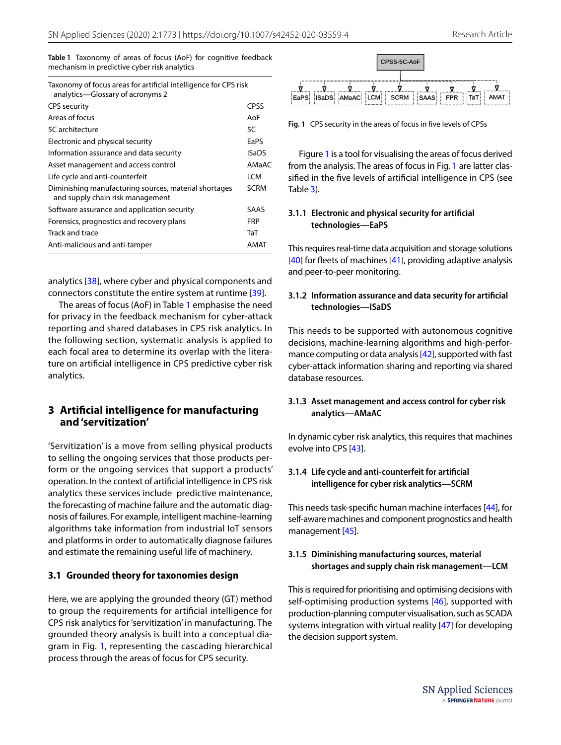**Table 1** Taxonomy of areas of focus (AoF) for cognitive feedback mechanism in predictive cyber risk analytics

| Taxonomy of focus areas for artificial intelligence for CPS risk analytics—Glossary of acronyms 2 | |
|---|---|
| CPS security | CPSS |
| Areas of focus | AoF |
| 5C architecture | 5C |
| Electronic and physical security | EaPS |
| Information assurance and data security | ISaDS |
| Asset management and access control | AMaAC |
| Life cycle and anti-counterfeit | LCM |
| Diminishing manufacturing sources, material shortages and supply chain risk management | SCRM |
| Software assurance and application security | SAAS |
| Forensics, prognostics and recovery plans | FRP |
| Track and trace | TaT |
| Anti-malicious and anti-tamper | AMAT |

analytics [38], where cyber and physical components and connectors constitute the entire system at runtime [39].

The areas of focus (AoF) in Table 1 emphasise the need for privacy in the feedback mechanism for cyber-attack reporting and shared databases in CPS risk analytics. In the following section, systematic analysis is applied to each focal area to determine its overlap with the literature on artificial intelligence in CPS predictive cyber risk analytics.

## 3 Artificial intelligence for manufacturing and 'servitization'

'Servitization' is a move from selling physical products to selling the ongoing services that those products perform or the ongoing services that support a products' operation. In the context of artificial intelligence in CPS risk analytics these services include predictive maintenance, the forecasting of machine failure and the automatic diagnosis of failures. For example, intelligent machine-learning algorithms take information from industrial IoT sensors and platforms in order to automatically diagnose failures and estimate the remaining useful life of machinery.

### 3.1 Grounded theory for taxonomies design

Here, we are applying the grounded theory (GT) method to group the requirements for artificial intelligence for CPS risk analytics for 'servitization' in manufacturing. The grounded theory analysis is built into a conceptual diagram in Fig. 1, representing the cascading hierarchical process through the areas of focus for CPS security.

CPSS-5C-AoF

EaPS | ISaDS | AMaAC | LCM | SCRM | SAAS | FPR | TaT | AMAT

**Fig. 1** CPS security in the areas of focus in five levels of CPSs

Figure 1 is a tool for visualising the areas of focus derived from the analysis. The areas of focus in Fig. 1 are latter classified in the five levels of artificial intelligence in CPS (see Table 3).

#### 3.1.1 Electronic and physical security for artificial technologies—EaPS

This requires real-time data acquisition and storage solutions [40] for fleets of machines [41], providing adaptive analysis and peer-to-peer monitoring.

#### 3.1.2 Information assurance and data security for artificial technologies—ISaDS

This needs to be supported with autonomous cognitive decisions, machine-learning algorithms and high-performance computing or data analysis [42], supported with fast cyber-attack information sharing and reporting via shared database resources.

#### 3.1.3 Asset management and access control for cyber risk analytics—AMaAC

In dynamic cyber risk analytics, this requires that machines evolve into CPS [43].

#### 3.1.4 Life cycle and anti-counterfeit for artificial intelligence for cyber risk analytics—SCRM

This needs task-specific human machine interfaces [44], for self-aware machines and component prognostics and health management [45].

#### 3.1.5 Diminishing manufacturing sources, material shortages and supply chain risk management—LCM

This is required for prioritising and optimising decisions with self-optimising production systems [46], supported with production-planning computer visualisation, such as SCADA systems integration with virtual reality [47] for developing the decision support system.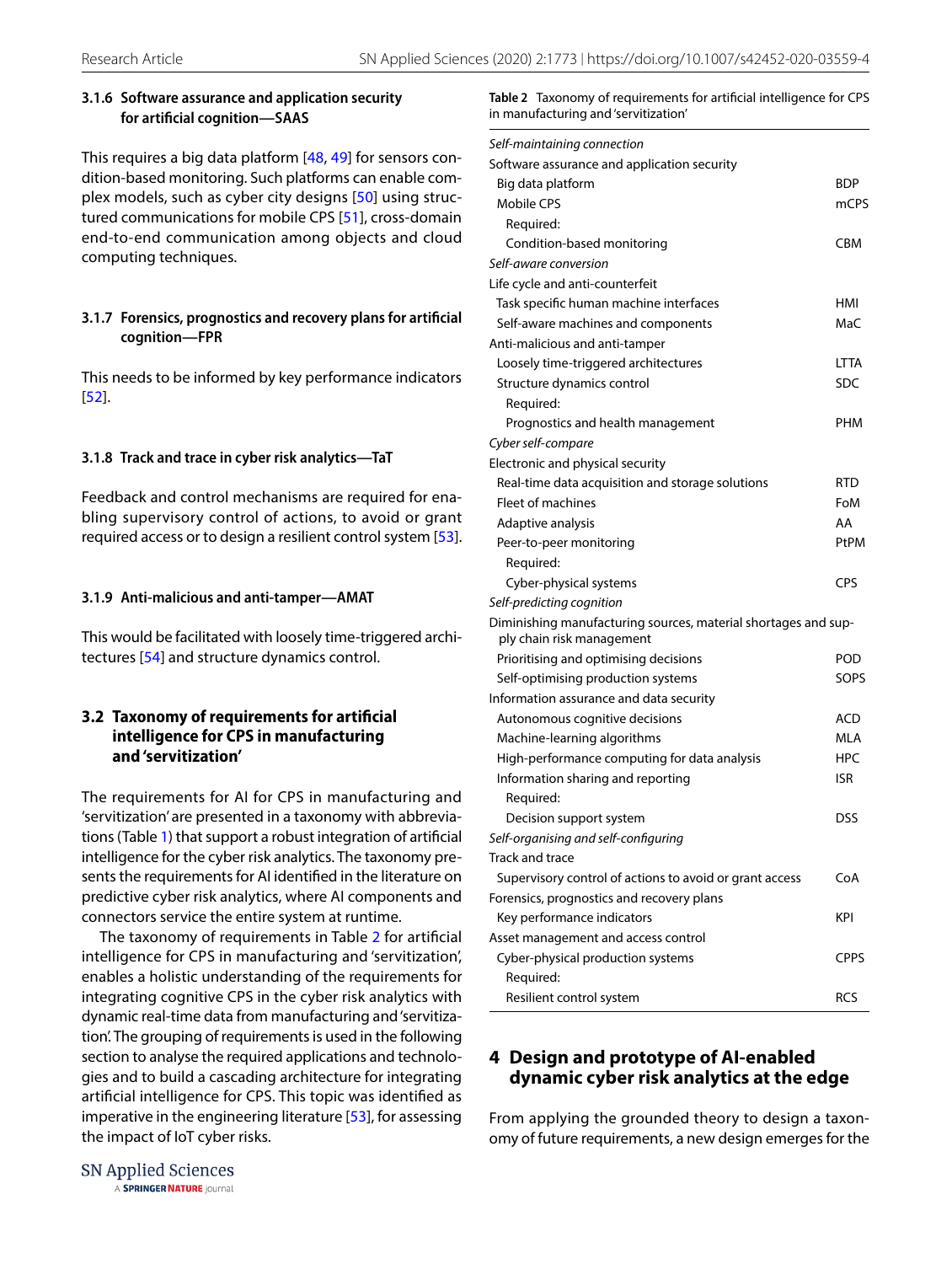#### 3.1.6 Software assurance and application security for artificial cognition—SAAS

This requires a big data platform [48, 49] for sensors condition-based monitoring. Such platforms can enable complex models, such as cyber city designs [50] using structured communications for mobile CPS [51], cross-domain end-to-end communication among objects and cloud computing techniques.

#### 3.1.7 Forensics, prognostics and recovery plans for artificial cognition—FPR

This needs to be informed by key performance indicators [52].

#### 3.1.8 Track and trace in cyber risk analytics—TaT

Feedback and control mechanisms are required for enabling supervisory control of actions, to avoid or grant required access or to design a resilient control system [53].

#### 3.1.9 Anti-malicious and anti-tamper—AMAT

This would be facilitated with loosely time-triggered architectures [54] and structure dynamics control.

### 3.2 Taxonomy of requirements for artificial intelligence for CPS in manufacturing and 'servitization'

The requirements for AI for CPS in manufacturing and 'servitization' are presented in a taxonomy with abbreviations (Table 1) that support a robust integration of artificial intelligence for the cyber risk analytics. The taxonomy presents the requirements for AI identified in the literature on predictive cyber risk analytics, where AI components and connectors service the entire system at runtime.

The taxonomy of requirements in Table 2 for artificial intelligence for CPS in manufacturing and 'servitization', enables a holistic understanding of the requirements for integrating cognitive CPS in the cyber risk analytics with dynamic real-time data from manufacturing and 'servitization'. The grouping of requirements is used in the following section to analyse the required applications and technologies and to build a cascading architecture for integrating artificial intelligence for CPS. This topic was identified as imperative in the engineering literature [53], for assessing the impact of IoT cyber risks.

**Table 2** Taxonomy of requirements for artificial intelligence for CPS in manufacturing and 'servitization'

| | |
|---|---|
| *Self-maintaining connection* | |
| Software assurance and application security | |
| Big data platform | BDP |
| Mobile CPS | mCPS |
| Required: | |
| Condition-based monitoring | CBM |
| *Self-aware conversion* | |
| Life cycle and anti-counterfeit | |
| Task specific human machine interfaces | HMI |
| Self-aware machines and components | MaC |
| Anti-malicious and anti-tamper | |
| Loosely time-triggered architectures | LTTA |
| Structure dynamics control | SDC |
| Required: | |
| Prognostics and health management | PHM |
| *Cyber self-compare* | |
| Electronic and physical security | |
| Real-time data acquisition and storage solutions | RTD |
| Fleet of machines | FoM |
| Adaptive analysis | AA |
| Peer-to-peer monitoring | PtPM |
| Required: | |
| Cyber-physical systems | CPS |
| *Self-predicting cognition* | |
| Diminishing manufacturing sources, material shortages and supply chain risk management | |
| Prioritising and optimising decisions | POD |
| Self-optimising production systems | SOPS |
| Information assurance and data security | |
| Autonomous cognitive decisions | ACD |
| Machine-learning algorithms | MLA |
| High-performance computing for data analysis | HPC |
| Information sharing and reporting | ISR |
| Required: | |
| Decision support system | DSS |
| *Self-organising and self-configuring* | |
| Track and trace | |
| Supervisory control of actions to avoid or grant access | CoA |
| Forensics, prognostics and recovery plans | |
| Key performance indicators | KPI |
| Asset management and access control | |
| Cyber-physical production systems | CPPS |
| Required: | |
| Resilient control system | RCS |

## 4 Design and prototype of AI-enabled dynamic cyber risk analytics at the edge

From applying the grounded theory to design a taxonomy of future requirements, a new design emerges for the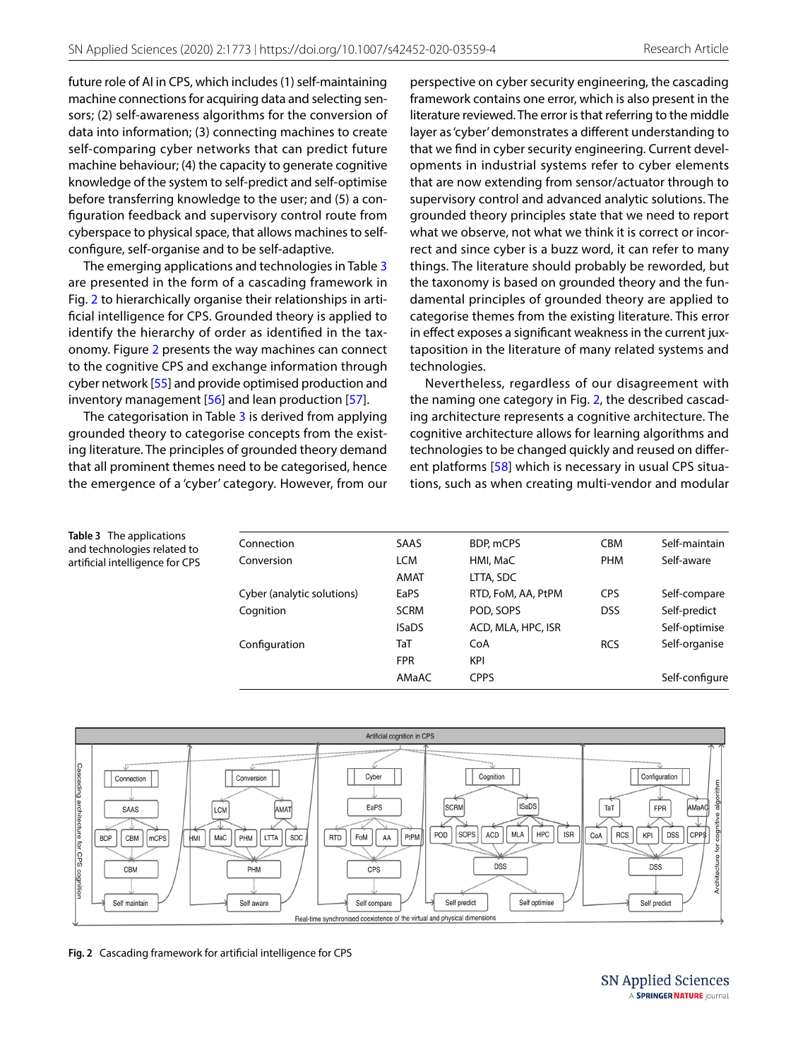future role of AI in CPS, which includes (1) self-maintaining machine connections for acquiring data and selecting sensors; (2) self-awareness algorithms for the conversion of data into information; (3) connecting machines to create self-comparing cyber networks that can predict future machine behaviour; (4) the capacity to generate cognitive knowledge of the system to self-predict and self-optimise before transferring knowledge to the user; and (5) a configuration feedback and supervisory control route from cyberspace to physical space, that allows machines to self-configure, self-organise and to be self-adaptive.

The emerging applications and technologies in Table 3 are presented in the form of a cascading framework in Fig. 2 to hierarchically organise their relationships in artificial intelligence for CPS. Grounded theory is applied to identify the hierarchy of order as identified in the taxonomy. Figure 2 presents the way machines can connect to the cognitive CPS and exchange information through cyber network [55] and provide optimised production and inventory management [56] and lean production [57].

The categorisation in Table 3 is derived from applying grounded theory to categorise concepts from the existing literature. The principles of grounded theory demand that all prominent themes need to be categorised, hence the emergence of a 'cyber' category. However, from our perspective on cyber security engineering, the cascading framework contains one error, which is also present in the literature reviewed. The error is that referring to the middle layer as 'cyber' demonstrates a different understanding to that we find in cyber security engineering. Current developments in industrial systems refer to cyber elements that are now extending from sensor/actuator through to supervisory control and advanced analytic solutions. The grounded theory principles state that we need to report what we observe, not what we think it is correct or incorrect and since cyber is a buzz word, it can refer to many things. The literature should probably be reworded, but the taxonomy is based on grounded theory and the fundamental principles of grounded theory are applied to categorise themes from the existing literature. This error in effect exposes a significant weakness in the current juxtaposition in the literature of many related systems and technologies.

Nevertheless, regardless of our disagreement with the naming one category in Fig. 2, the described cascading architecture represents a cognitive architecture. The cognitive architecture allows for learning algorithms and technologies to be changed quickly and reused on different platforms [58] which is necessary in usual CPS situations, such as when creating multi-vendor and modular

**Table 3** The applications and technologies related to artificial intelligence for CPS

| | | | | |
|---|---|---|---|---|
| Connection | SAAS | BDP, mCPS | CBM | Self-maintain |
| Conversion | LCM | HMI, MaC | PHM | Self-aware |
| | AMAT | LTTA, SDC | | |
| Cyber (analytic solutions) | EaPS | RTD, FoM, AA, PtPM | CPS | Self-compare |
| Cognition | SCRM | POD, SOPS | DSS | Self-predict |
| | ISaDS | ACD, MLA, HPC, ISR | | Self-optimise |
| Configuration | TaT | CoA | RCS | Self-organise |
| | FPR | KPI | | |
| | AMaAC | CPPS | | Self-configure |

**Fig. 2** Cascading framework for artificial intelligence for CPS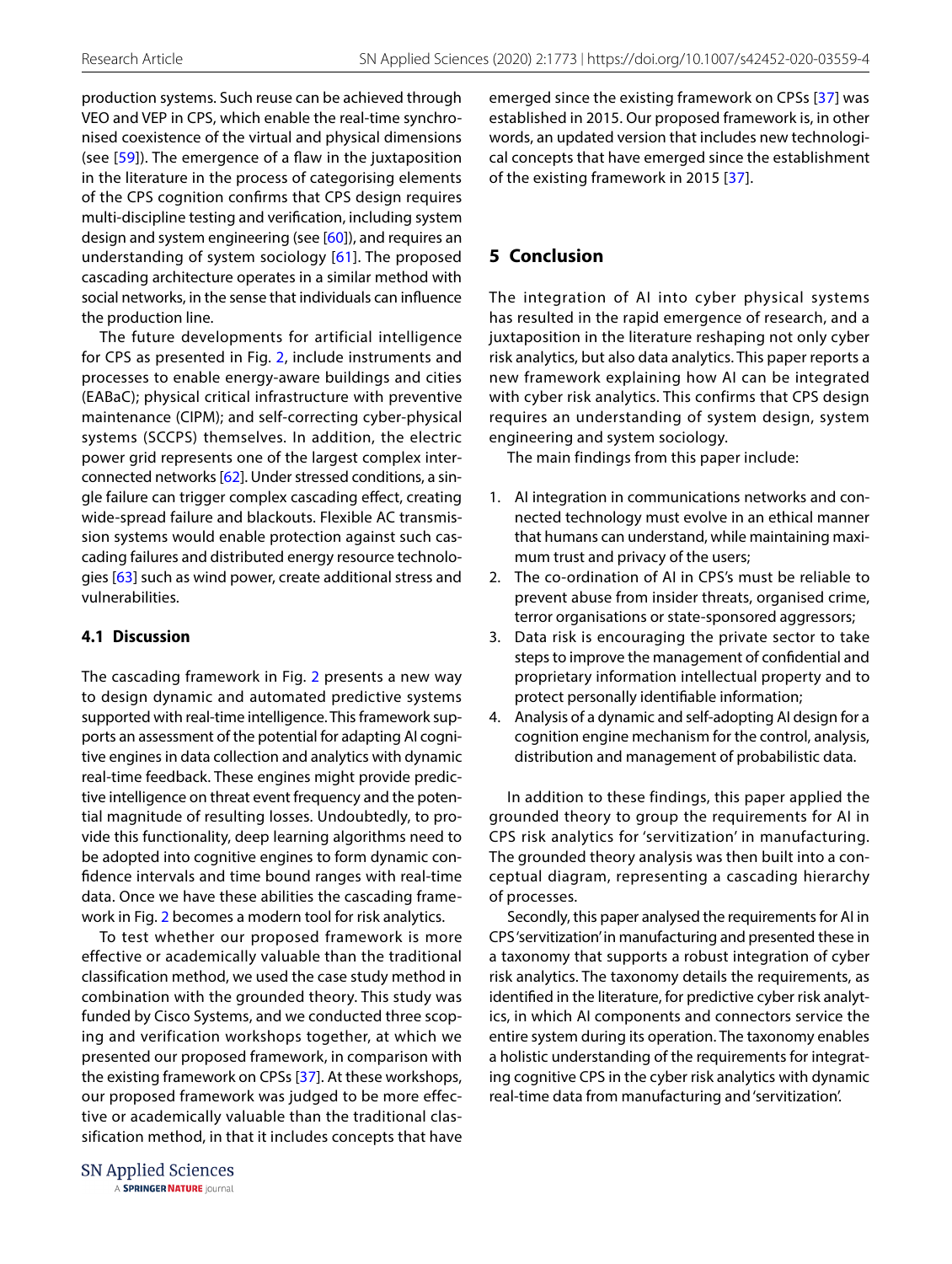production systems. Such reuse can be achieved through VEO and VEP in CPS, which enable the real-time synchronised coexistence of the virtual and physical dimensions (see [59]). The emergence of a flaw in the juxtaposition in the literature in the process of categorising elements of the CPS cognition confirms that CPS design requires multi-discipline testing and verification, including system design and system engineering (see [60]), and requires an understanding of system sociology [61]. The proposed cascading architecture operates in a similar method with social networks, in the sense that individuals can influence the production line.

The future developments for artificial intelligence for CPS as presented in Fig. 2, include instruments and processes to enable energy-aware buildings and cities (EABaC); physical critical infrastructure with preventive maintenance (CIPM); and self-correcting cyber-physical systems (SCCPS) themselves. In addition, the electric power grid represents one of the largest complex interconnected networks [62]. Under stressed conditions, a single failure can trigger complex cascading effect, creating wide-spread failure and blackouts. Flexible AC transmission systems would enable protection against such cascading failures and distributed energy resource technologies [63] such as wind power, create additional stress and vulnerabilities.

### 4.1 Discussion

The cascading framework in Fig. 2 presents a new way to design dynamic and automated predictive systems supported with real-time intelligence. This framework supports an assessment of the potential for adapting AI cognitive engines in data collection and analytics with dynamic real-time feedback. These engines might provide predictive intelligence on threat event frequency and the potential magnitude of resulting losses. Undoubtedly, to provide this functionality, deep learning algorithms need to be adopted into cognitive engines to form dynamic confidence intervals and time bound ranges with real-time data. Once we have these abilities the cascading framework in Fig. 2 becomes a modern tool for risk analytics.

To test whether our proposed framework is more effective or academically valuable than the traditional classification method, we used the case study method in combination with the grounded theory. This study was funded by Cisco Systems, and we conducted three scoping and verification workshops together, at which we presented our proposed framework, in comparison with the existing framework on CPSs [37]. At these workshops, our proposed framework was judged to be more effective or academically valuable than the traditional classification method, in that it includes concepts that have emerged since the existing framework on CPSs [37] was established in 2015. Our proposed framework is, in other words, an updated version that includes new technological concepts that have emerged since the establishment of the existing framework in 2015 [37].

## 5 Conclusion

The integration of AI into cyber physical systems has resulted in the rapid emergence of research, and a juxtaposition in the literature reshaping not only cyber risk analytics, but also data analytics. This paper reports a new framework explaining how AI can be integrated with cyber risk analytics. This confirms that CPS design requires an understanding of system design, system engineering and system sociology.

The main findings from this paper include:

1. AI integration in communications networks and connected technology must evolve in an ethical manner that humans can understand, while maintaining maximum trust and privacy of the users;
2. The co-ordination of AI in CPS's must be reliable to prevent abuse from insider threats, organised crime, terror organisations or state-sponsored aggressors;
3. Data risk is encouraging the private sector to take steps to improve the management of confidential and proprietary information intellectual property and to protect personally identifiable information;
4. Analysis of a dynamic and self-adopting AI design for a cognition engine mechanism for the control, analysis, distribution and management of probabilistic data.

In addition to these findings, this paper applied the grounded theory to group the requirements for AI in CPS risk analytics for 'servitization' in manufacturing. The grounded theory analysis was then built into a conceptual diagram, representing a cascading hierarchy of processes.

Secondly, this paper analysed the requirements for AI in CPS 'servitization' in manufacturing and presented these in a taxonomy that supports a robust integration of cyber risk analytics. The taxonomy details the requirements, as identified in the literature, for predictive cyber risk analytics, in which AI components and connectors service the entire system during its operation. The taxonomy enables a holistic understanding of the requirements for integrating cognitive CPS in the cyber risk analytics with dynamic real-time data from manufacturing and 'servitization'.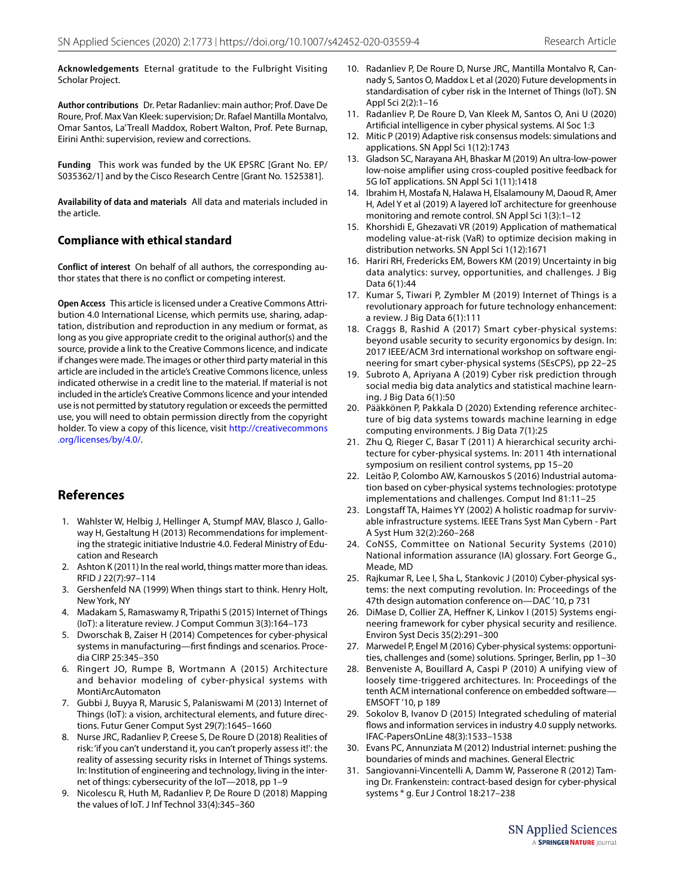**Acknowledgements** Eternal gratitude to the Fulbright Visiting Scholar Project.

**Author contributions** Dr. Petar Radanliev: main author; Prof. Dave De Roure, Prof. Max Van Kleek: supervision; Dr. Rafael Mantilla Montalvo, Omar Santos, La'Treall Maddox, Robert Walton, Prof. Pete Burnap, Eirini Anthi: supervision, review and corrections.

**Funding** This work was funded by the UK EPSRC [Grant No. EP/S035362/1] and by the Cisco Research Centre [Grant No. 1525381].

**Availability of data and materials** All data and materials included in the article.

## Compliance with ethical standard

**Conflict of interest** On behalf of all authors, the corresponding author states that there is no conflict or competing interest.

**Open Access** This article is licensed under a Creative Commons Attribution 4.0 International License, which permits use, sharing, adaptation, distribution and reproduction in any medium or format, as long as you give appropriate credit to the original author(s) and the source, provide a link to the Creative Commons licence, and indicate if changes were made. The images or other third party material in this article are included in the article's Creative Commons licence, unless indicated otherwise in a credit line to the material. If material is not included in the article's Creative Commons licence and your intended use is not permitted by statutory regulation or exceeds the permitted use, you will need to obtain permission directly from the copyright holder. To view a copy of this licence, visit http://creativecommons.org/licenses/by/4.0/.

## References

1. Wahlster W, Helbig J, Hellinger A, Stumpf MAV, Blasco J, Galloway H, Gestaltung H (2013) Recommendations for implementing the strategic initiative Industrie 4.0. Federal Ministry of Education and Research
2. Ashton K (2011) In the real world, things matter more than ideas. RFID J 22(7):97–114
3. Gershenfeld NA (1999) When things start to think. Henry Holt, New York, NY
4. Madakam S, Ramaswamy R, Tripathi S (2015) Internet of Things (IoT): a literature review. J Comput Commun 3(3):164–173
5. Dworschak B, Zaiser H (2014) Competences for cyber-physical systems in manufacturing—first findings and scenarios. Procedia CIRP 25:345–350
6. Ringert JO, Rumpe B, Wortmann A (2015) Architecture and behavior modeling of cyber-physical systems with MontiArcAutomaton
7. Gubbi J, Buyya R, Marusic S, Palaniswami M (2013) Internet of Things (IoT): a vision, architectural elements, and future directions. Futur Gener Comput Syst 29(7):1645–1660
8. Nurse JRC, Radanliev P, Creese S, De Roure D (2018) Realities of risk: 'if you can't understand it, you can't properly assess it!': the reality of assessing security risks in Internet of Things systems. In: Institution of engineering and technology, living in the internet of things: cybersecurity of the IoT—2018, pp 1–9
9. Nicolescu R, Huth M, Radanliev P, De Roure D (2018) Mapping the values of IoT. J Inf Technol 33(4):345–360
10. Radanliev P, De Roure D, Nurse JRC, Mantilla Montalvo R, Cannady S, Santos O, Maddox L et al (2020) Future developments in standardisation of cyber risk in the Internet of Things (IoT). SN Appl Sci 2(2):1–16
11. Radanliev P, De Roure D, Van Kleek M, Santos O, Ani U (2020) Artificial intelligence in cyber physical systems. AI Soc 1:3
12. Mitic P (2019) Adaptive risk consensus models: simulations and applications. SN Appl Sci 1(12):1743
13. Gladson SC, Narayana AH, Bhaskar M (2019) An ultra-low-power low-noise amplifier using cross-coupled positive feedback for 5G IoT applications. SN Appl Sci 1(11):1418
14. Ibrahim H, Mostafa N, Halawa H, Elsalamouny M, Daoud R, Amer H, Adel Y et al (2019) A layered IoT architecture for greenhouse monitoring and remote control. SN Appl Sci 1(3):1–12
15. Khorshidi E, Ghezavati VR (2019) Application of mathematical modeling value-at-risk (VaR) to optimize decision making in distribution networks. SN Appl Sci 1(12):1671
16. Hariri RH, Fredericks EM, Bowers KM (2019) Uncertainty in big data analytics: survey, opportunities, and challenges. J Big Data 6(1):44
17. Kumar S, Tiwari P, Zymbler M (2019) Internet of Things is a revolutionary approach for future technology enhancement: a review. J Big Data 6(1):111
18. Craggs B, Rashid A (2017) Smart cyber-physical systems: beyond usable security to security ergonomics by design. In: 2017 IEEE/ACM 3rd international workshop on software engineering for smart cyber-physical systems (SEsCPS), pp 22–25
19. Subroto A, Apriyana A (2019) Cyber risk prediction through social media big data analytics and statistical machine learning. J Big Data 6(1):50
20. Pääkkönen P, Pakkala D (2020) Extending reference architecture of big data systems towards machine learning in edge computing environments. J Big Data 7(1):25
21. Zhu Q, Rieger C, Basar T (2011) A hierarchical security architecture for cyber-physical systems. In: 2011 4th international symposium on resilient control systems, pp 15–20
22. Leitão P, Colombo AW, Karnouskos S (2016) Industrial automation based on cyber-physical systems technologies: prototype implementations and challenges. Comput Ind 81:11–25
23. Longstaff TA, Haimes YY (2002) A holistic roadmap for survivable infrastructure systems. IEEE Trans Syst Man Cybern - Part A Syst Hum 32(2):260–268
24. CoNSS, Committee on National Security Systems (2010) National information assurance (IA) glossary. Fort George G., Meade, MD
25. Rajkumar R, Lee I, Sha L, Stankovic J (2010) Cyber-physical systems: the next computing revolution. In: Proceedings of the 47th design automation conference on—DAC '10, p 731
26. DiMase D, Collier ZA, Heffner K, Linkov I (2015) Systems engineering framework for cyber physical security and resilience. Environ Syst Decis 35(2):291–300
27. Marwedel P, Engel M (2016) Cyber-physical systems: opportunities, challenges and (some) solutions. Springer, Berlin, pp 1–30
28. Benveniste A, Bouillard A, Caspi P (2010) A unifying view of loosely time-triggered architectures. In: Proceedings of the tenth ACM international conference on embedded software—EMSOFT '10, p 189
29. Sokolov B, Ivanov D (2015) Integrated scheduling of material flows and information services in industry 4.0 supply networks. IFAC-PapersOnLine 48(3):1533–1538
30. Evans PC, Annunziata M (2012) Industrial internet: pushing the boundaries of minds and machines. General Electric
31. Sangiovanni-Vincentelli A, Damm W, Passerone R (2012) Taming Dr. Frankenstein: contract-based design for cyber-physical systems * g. Eur J Control 18:217–238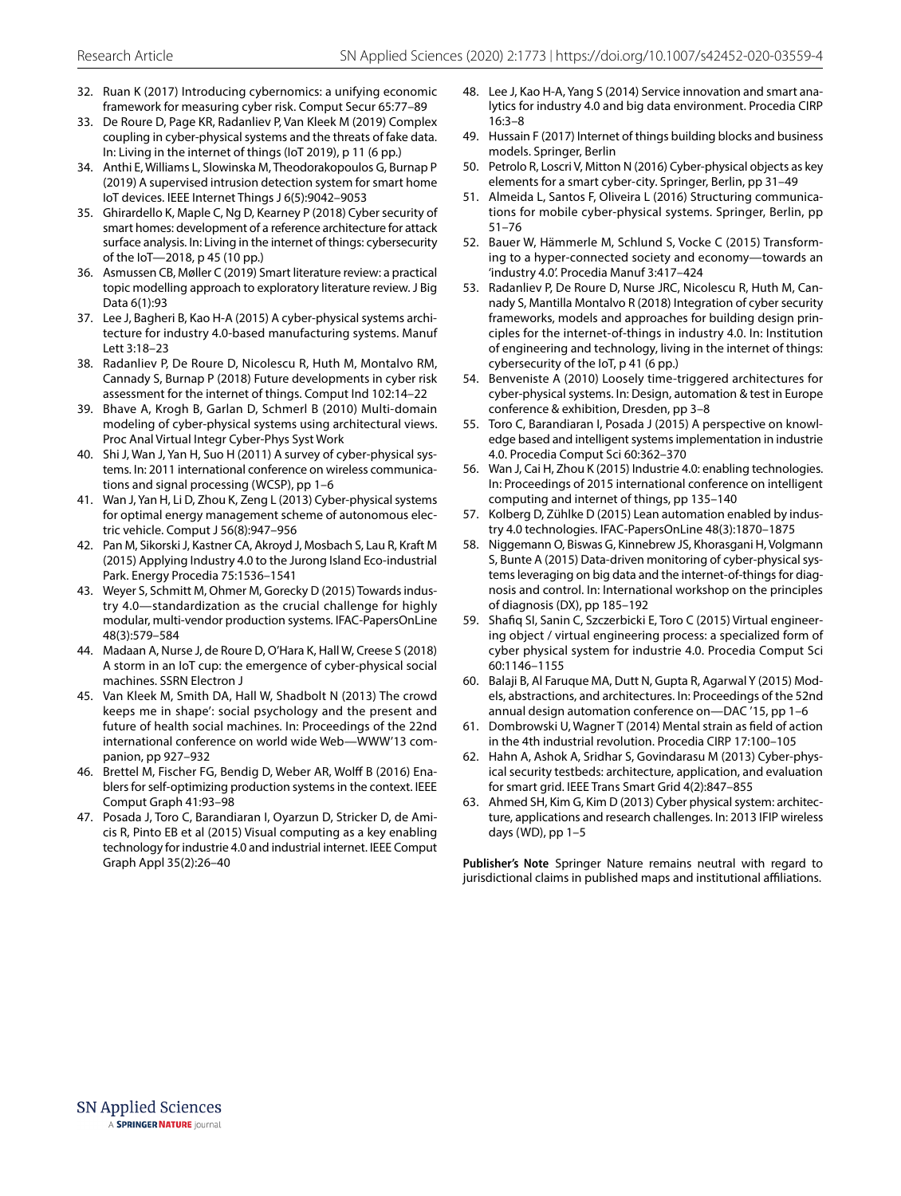32. Ruan K (2017) Introducing cybernomics: a unifying economic framework for measuring cyber risk. Comput Secur 65:77–89
33. De Roure D, Page KR, Radanliev P, Van Kleek M (2019) Complex coupling in cyber-physical systems and the threats of fake data. In: Living in the internet of things (IoT 2019), p 11 (6 pp.)
34. Anthi E, Williams L, Slowinska M, Theodorakopoulos G, Burnap P (2019) A supervised intrusion detection system for smart home IoT devices. IEEE Internet Things J 6(5):9042–9053
35. Ghirardello K, Maple C, Ng D, Kearney P (2018) Cyber security of smart homes: development of a reference architecture for attack surface analysis. In: Living in the internet of things: cybersecurity of the IoT—2018, p 45 (10 pp.)
36. Asmussen CB, Møller C (2019) Smart literature review: a practical topic modelling approach to exploratory literature review. J Big Data 6(1):93
37. Lee J, Bagheri B, Kao H-A (2015) A cyber-physical systems architecture for industry 4.0-based manufacturing systems. Manuf Lett 3:18–23
38. Radanliev P, De Roure D, Nicolescu R, Huth M, Montalvo RM, Cannady S, Burnap P (2018) Future developments in cyber risk assessment for the internet of things. Comput Ind 102:14–22
39. Bhave A, Krogh B, Garlan D, Schmerl B (2010) Multi-domain modeling of cyber-physical systems using architectural views. Proc Anal Virtual Integr Cyber-Phys Syst Work
40. Shi J, Wan J, Yan H, Suo H (2011) A survey of cyber-physical systems. In: 2011 international conference on wireless communications and signal processing (WCSP), pp 1–6
41. Wan J, Yan H, Li D, Zhou K, Zeng L (2013) Cyber-physical systems for optimal energy management scheme of autonomous electric vehicle. Comput J 56(8):947–956
42. Pan M, Sikorski J, Kastner CA, Akroyd J, Mosbach S, Lau R, Kraft M (2015) Applying Industry 4.0 to the Jurong Island Eco-industrial Park. Energy Procedia 75:1536–1541
43. Weyer S, Schmitt M, Ohmer M, Gorecky D (2015) Towards industry 4.0—standardization as the crucial challenge for highly modular, multi-vendor production systems. IFAC-PapersOnLine 48(3):579–584
44. Madaan A, Nurse J, de Roure D, O'Hara K, Hall W, Creese S (2018) A storm in an IoT cup: the emergence of cyber-physical social machines. SSRN Electron J
45. Van Kleek M, Smith DA, Hall W, Shadbolt N (2013) The crowd keeps me in shape': social psychology and the present and future of health social machines. In: Proceedings of the 22nd international conference on world wide Web—WWW'13 companion, pp 927–932
46. Brettel M, Fischer FG, Bendig D, Weber AR, Wolff B (2016) Enablers for self-optimizing production systems in the context. IEEE Comput Graph 41:93–98
47. Posada J, Toro C, Barandiaran I, Oyarzun D, Stricker D, de Amicis R, Pinto EB et al (2015) Visual computing as a key enabling technology for industrie 4.0 and industrial internet. IEEE Comput Graph Appl 35(2):26–40
48. Lee J, Kao H-A, Yang S (2014) Service innovation and smart analytics for industry 4.0 and big data environment. Procedia CIRP 16:3–8
49. Hussain F (2017) Internet of things building blocks and business models. Springer, Berlin
50. Petrolo R, Loscri V, Mitton N (2016) Cyber-physical objects as key elements for a smart cyber-city. Springer, Berlin, pp 31–49
51. Almeida L, Santos F, Oliveira L (2016) Structuring communications for mobile cyber-physical systems. Springer, Berlin, pp 51–76
52. Bauer W, Hämmerle M, Schlund S, Vocke C (2015) Transforming to a hyper-connected society and economy—towards an 'industry 4.0'. Procedia Manuf 3:417–424
53. Radanliev P, De Roure D, Nurse JRC, Nicolescu R, Huth M, Cannady S, Mantilla Montalvo R (2018) Integration of cyber security frameworks, models and approaches for building design principles for the internet-of-things in industry 4.0. In: Institution of engineering and technology, living in the internet of things: cybersecurity of the IoT, p 41 (6 pp.)
54. Benveniste A (2010) Loosely time-triggered architectures for cyber-physical systems. In: Design, automation & test in Europe conference & exhibition, Dresden, pp 3–8
55. Toro C, Barandiaran I, Posada J (2015) A perspective on knowledge based and intelligent systems implementation in industrie 4.0. Procedia Comput Sci 60:362–370
56. Wan J, Cai H, Zhou K (2015) Industrie 4.0: enabling technologies. In: Proceedings of 2015 international conference on intelligent computing and internet of things, pp 135–140
57. Kolberg D, Zühlke D (2015) Lean automation enabled by industry 4.0 technologies. IFAC-PapersOnLine 48(3):1870–1875
58. Niggemann O, Biswas G, Kinnebrew JS, Khorasgani H, Volgmann S, Bunte A (2015) Data-driven monitoring of cyber-physical systems leveraging on big data and the internet-of-things for diagnosis and control. In: International workshop on the principles of diagnosis (DX), pp 185–192
59. Shafiq SI, Sanin C, Szczerbicki E, Toro C (2015) Virtual engineering object / virtual engineering process: a specialized form of cyber physical system for industrie 4.0. Procedia Comput Sci 60:1146–1155
60. Balaji B, Al Faruque MA, Dutt N, Gupta R, Agarwal Y (2015) Models, abstractions, and architectures. In: Proceedings of the 52nd annual design automation conference on—DAC '15, pp 1–6
61. Dombrowski U, Wagner T (2014) Mental strain as field of action in the 4th industrial revolution. Procedia CIRP 17:100–105
62. Hahn A, Ashok A, Sridhar S, Govindarasu M (2013) Cyber-physical security testbeds: architecture, application, and evaluation for smart grid. IEEE Trans Smart Grid 4(2):847–855
63. Ahmed SH, Kim G, Kim D (2013) Cyber physical system: architecture, applications and research challenges. In: 2013 IFIP wireless days (WD), pp 1–5

**Publisher's Note** Springer Nature remains neutral with regard to jurisdictional claims in published maps and institutional affiliations.